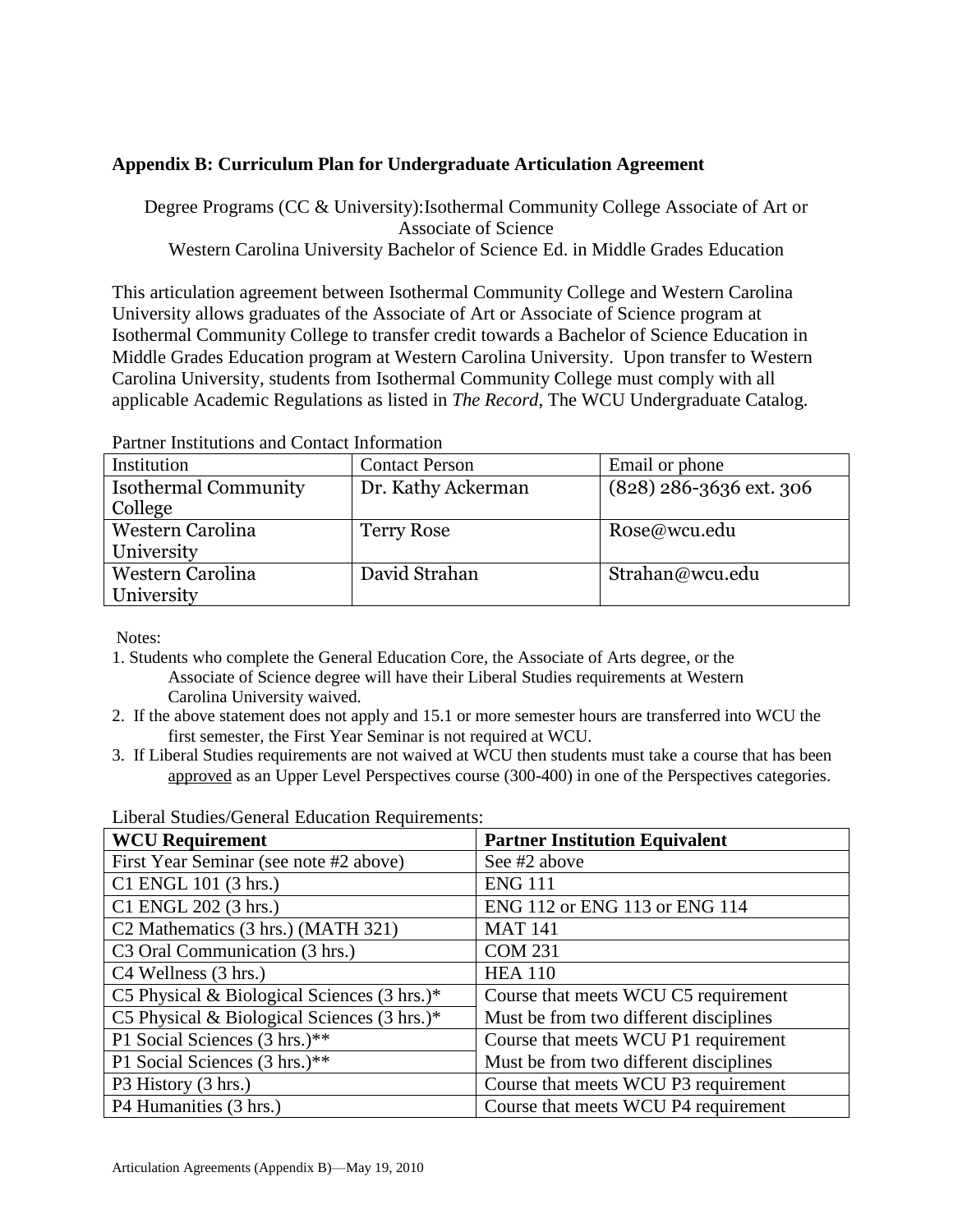## Appendix B: Curriculum Plan for Undergraduate Articulation Agreement

Degree Programs (CC & University):Isothermal Community College Associate of Art or Associate of Science
Western Carolina University Bachelor of Science Ed. in Middle Grades Education

This articulation agreement between Isothermal Community College and Western Carolina University allows graduates of the Associate of Art or Associate of Science program at Isothermal Community College to transfer credit towards a Bachelor of Science Education in Middle Grades Education program at Western Carolina University. Upon transfer to Western Carolina University, students from Isothermal Community College must comply with all applicable Academic Regulations as listed in *The Record*, The WCU Undergraduate Catalog.

Partner Institutions and Contact Information

| Institution | Contact Person | Email or phone |
|---|---|---|
| Isothermal Community College | Dr. Kathy Ackerman | (828) 286-3636 ext. 306 |
| Western Carolina University | Terry Rose | Rose@wcu.edu |
| Western Carolina University | David Strahan | Strahan@wcu.edu |

Notes:

1. Students who complete the General Education Core, the Associate of Arts degree, or the Associate of Science degree will have their Liberal Studies requirements at Western Carolina University waived.
2. If the above statement does not apply and 15.1 or more semester hours are transferred into WCU the first semester, the First Year Seminar is not required at WCU.
3. If Liberal Studies requirements are not waived at WCU then students must take a course that has been approved as an Upper Level Perspectives course (300-400) in one of the Perspectives categories.

Liberal Studies/General Education Requirements:

| WCU Requirement | Partner Institution Equivalent |
|---|---|
| First Year Seminar (see note #2 above) | See #2 above |
| C1 ENGL 101 (3 hrs.) | ENG 111 |
| C1 ENGL 202 (3 hrs.) | ENG 112 or ENG 113 or ENG 114 |
| C2 Mathematics (3 hrs.) (MATH 321) | MAT 141 |
| C3 Oral Communication (3 hrs.) | COM 231 |
| C4 Wellness (3 hrs.) | HEA 110 |
| C5 Physical & Biological Sciences (3 hrs.)* | Course that meets WCU C5 requirement |
| C5 Physical & Biological Sciences (3 hrs.)* | Must be from two different disciplines |
| P1 Social Sciences (3 hrs.)** | Course that meets WCU P1 requirement |
| P1 Social Sciences (3 hrs.)** | Must be from two different disciplines |
| P3 History (3 hrs.) | Course that meets WCU P3 requirement |
| P4 Humanities (3 hrs.) | Course that meets WCU P4 requirement |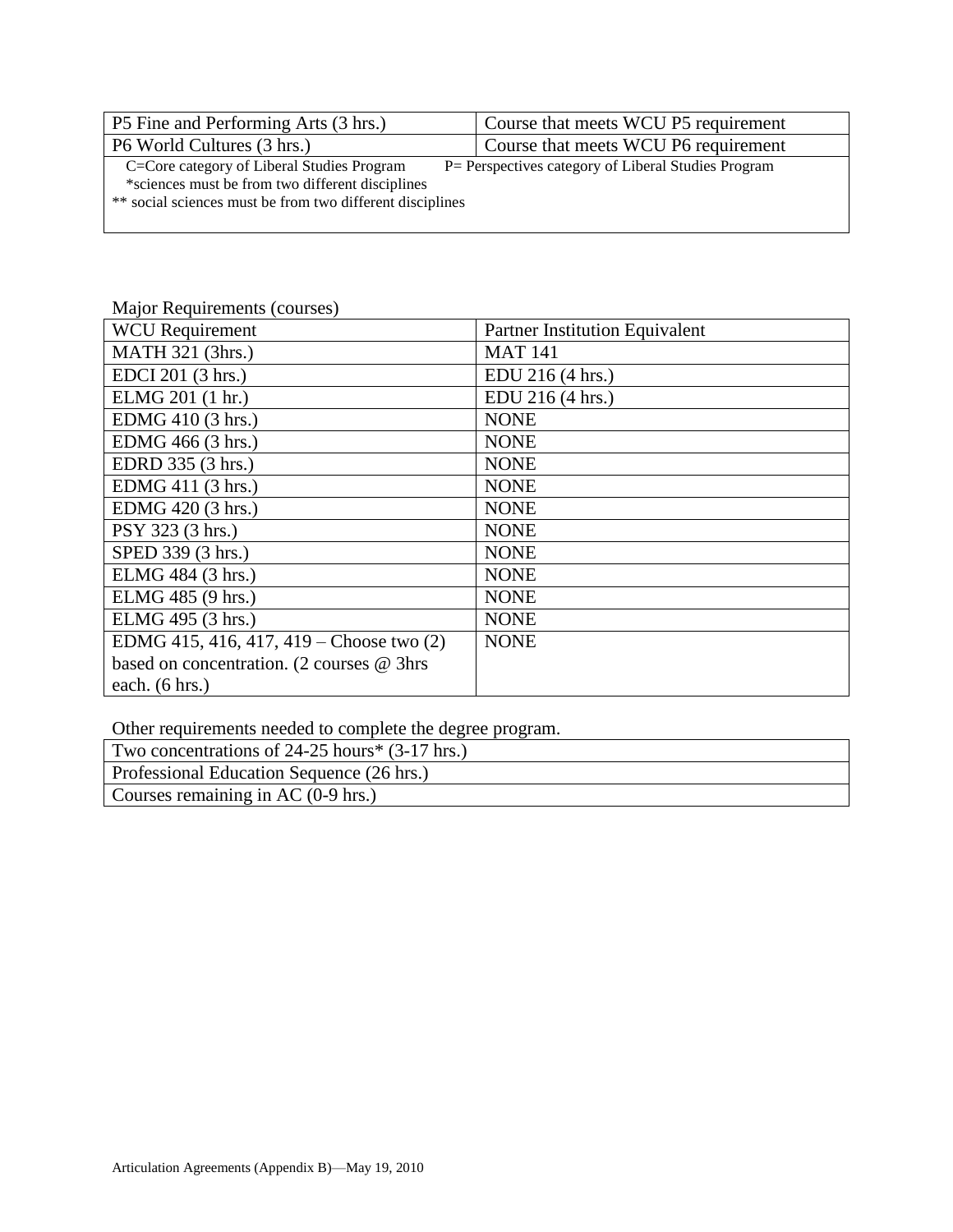| P5 Fine and Performing Arts (3 hrs.) | Course that meets WCU P5 requirement |
| --- | --- |
| P6 World Cultures (3 hrs.) | Course that meets WCU P6 requirement |

C=Core category of Liberal Studies Program    P= Perspectives category of Liberal Studies Program
*sciences must be from two different disciplines
** social sciences must be from two different disciplines

Major Requirements (courses)

| WCU Requirement | Partner Institution Equivalent |
| --- | --- |
| MATH 321 (3hrs.) | MAT 141 |
| EDCI 201 (3 hrs.) | EDU 216 (4 hrs.) |
| ELMG 201 (1 hr.) | EDU 216 (4 hrs.) |
| EDMG 410 (3 hrs.) | NONE |
| EDMG 466 (3 hrs.) | NONE |
| EDRD 335 (3 hrs.) | NONE |
| EDMG 411 (3 hrs.) | NONE |
| EDMG 420 (3 hrs.) | NONE |
| PSY 323 (3 hrs.) | NONE |
| SPED 339 (3 hrs.) | NONE |
| ELMG 484 (3 hrs.) | NONE |
| ELMG 485 (9 hrs.) | NONE |
| ELMG 495 (3 hrs.) | NONE |
| EDMG 415, 416, 417, 419 – Choose two (2) based on concentration. (2 courses @ 3hrs each. (6 hrs.) | NONE |

Other requirements needed to complete the degree program.

| Two concentrations of 24-25 hours* (3-17 hrs.) |
| --- |
| Professional Education Sequence (26 hrs.) |
| Courses remaining in AC (0-9 hrs.) |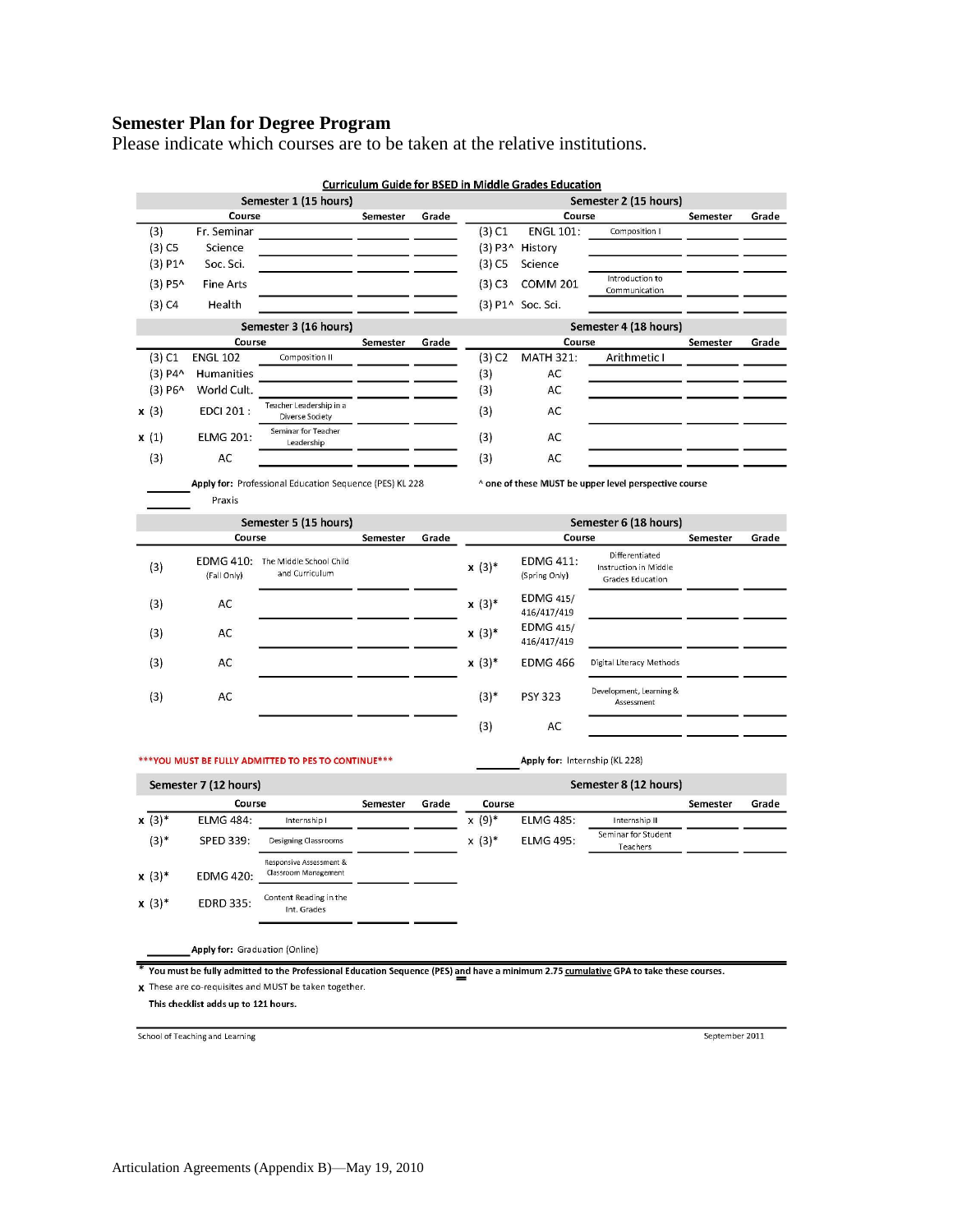## Semester Plan for Degree Program

Please indicate which courses are to be taken at the relative institutions.

**Curriculum Guide for BSED in Middle Grades Education**

| Semester 1 (15 hours) | | | | | Semester 2 (15 hours) | | | | |
|---|---|---|---|---|---|---|---|---|---|
| | Course | | Semester | Grade | | Course | | Semester | Grade |
| (3) | Fr. Seminar | | | | (3) C1 | ENGL 101: | Composition I | | |
| (3) C5 | Science | | | | (3) P3^ | History | | | |
| (3) P1^ | Soc. Sci. | | | | (3) C5 | Science | | | |
| (3) P5^ | Fine Arts | | | | (3) C3 | COMM 201 | Introduction to Communication | | |
| (3) C4 | Health | | | | (3) P1^ | Soc. Sci. | | | |

| Semester 3 (16 hours) | | | | | Semester 4 (18 hours) | | | | |
|---|---|---|---|---|---|---|---|---|---|
| | Course | | Semester | Grade | | Course | | Semester | Grade |
| (3) C1 | ENGL 102 | Composition II | | | (3) C2 | MATH 321: | Arithmetic I | | |
| (3) P4^ | Humanities | | | | (3) | AC | | | |
| (3) P6^ | World Cult. | | | | (3) | AC | | | |
| x (3) | EDCI 201 : | Teacher Leadership in a Diverse Society | | | (3) | AC | | | |
| x (1) | ELMG 201: | Seminar for Teacher Leadership | | | (3) | AC | | | |
| (3) | AC | | | | (3) | AC | | | |

\_\_\_\_\_\_ **Apply for:** Professional Education Sequence (PES) KL 228

\_\_\_\_\_\_ Praxis

^ one of these MUST be upper level perspective course

| Semester 5 (15 hours) | | | | | Semester 6 (18 hours) | | | | |
|---|---|---|---|---|---|---|---|---|---|
| | Course | | Semester | Grade | | Course | | Semester | Grade |
| (3) | EDMG 410: (Fall Only) | The Middle School Child and Curriculum | | | x (3)* | EDMG 411: (Spring Only) | Differentiated Instruction in Middle Grades Education | | |
| (3) | AC | | | | x (3)* | EDMG 415/ 416/417/419 | | | |
| (3) | AC | | | | x (3)* | EDMG 415/ 416/417/419 | | | |
| (3) | AC | | | | x (3)* | EDMG 466 | Digital Literacy Methods | | |
| (3) | AC | | | | (3)* | PSY 323 | Development, Learning & Assessment | | |
| | | | | | (3) | AC | | | |

***YOU MUST BE FULLY ADMITTED TO PES TO CONTINUE***

\_\_\_\_\_\_ **Apply for:** Internship (KL 228)

| Semester 7 (12 hours) | | | | | Semester 8 (12 hours) | | | | |
|---|---|---|---|---|---|---|---|---|---|
| | Course | | Semester | Grade | Course | | | Semester | Grade |
| x (3)* | ELMG 484: | Internship I | | | x (9)* | ELMG 485: | Internship II | | |
| (3)* | SPED 339: | Designing Classrooms | | | x (3)* | ELMG 495: | Seminar for Student Teachers | | |
| x (3)* | EDMG 420: | Responsive Assessment & Classroom Management | | | | | | | |
| x (3)* | EDRD 335: | Content Reading in the Int. Grades | | | | | | | |

\_\_\_\_\_\_ **Apply for:** Graduation (Online)

\* **You must be fully admitted to the Professional Education Sequence (PES) and have a minimum 2.75 cumulative GPA to take these courses.**

**x** These are co-requisites and MUST be taken together.

**This checklist adds up to 121 hours.**

School of Teaching and Learning — September 2011